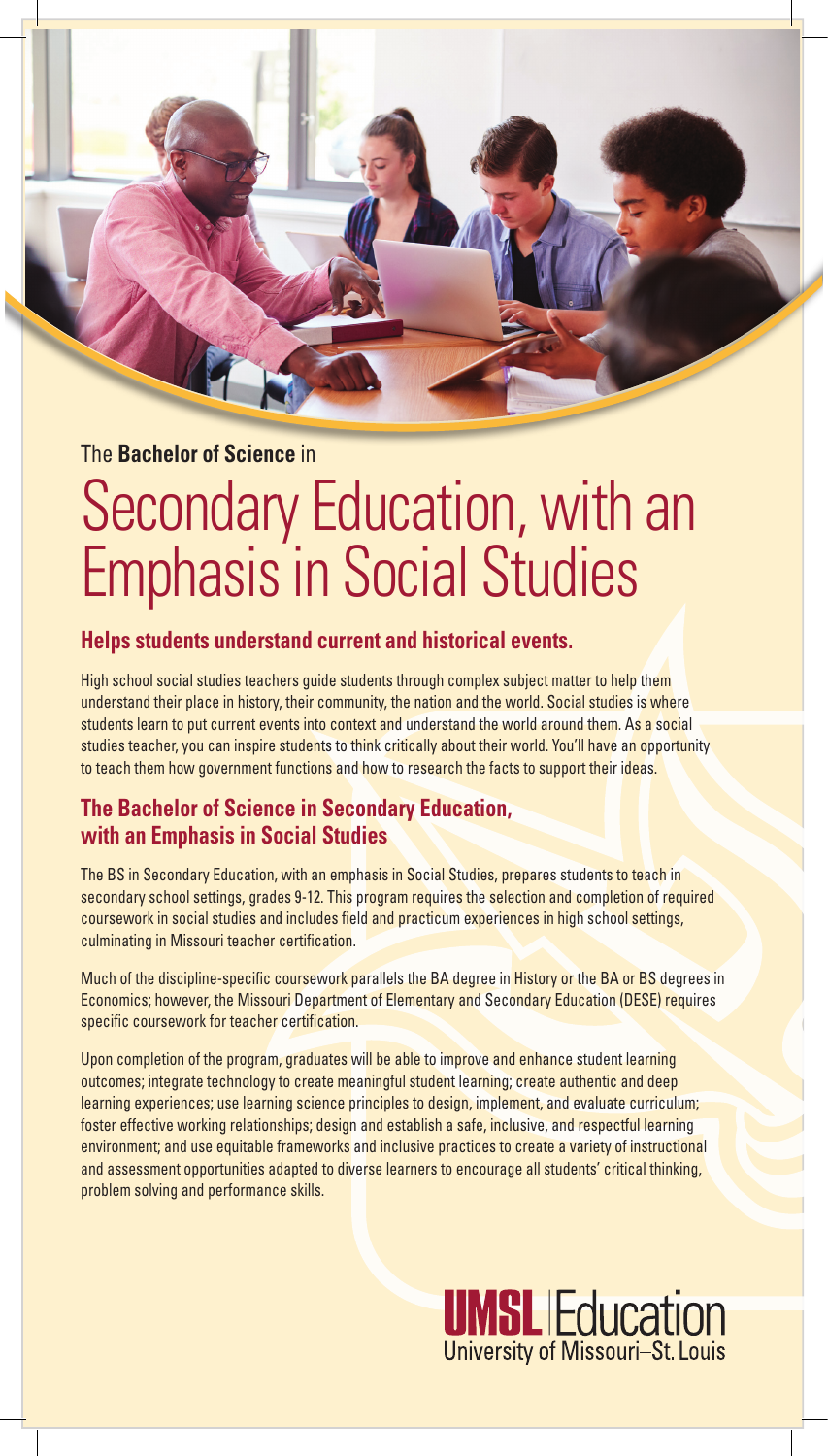The **Bachelor of Science** in

# Secondary Education, with an Emphasis in Social Studies

## Helps students understand current and historical events.

High school social studies teachers guide students through complex subject matter to help them understand their place in history, their community, the nation and the world. Social studies is where students learn to put current events into context and understand the world around them. As a social studies teacher, you can inspire students to think critically about their world. You'll have an opportunity to teach them how government functions and how to research the facts to support their ideas.

## The Bachelor of Science in Secondary Education, with an Emphasis in Social Studies

The BS in Secondary Education, with an emphasis in Social Studies, prepares students to teach in secondary school settings, grades 9-12. This program requires the selection and completion of required coursework in social studies and includes field and practicum experiences in high school settings, culminating in Missouri teacher certification.

Much of the discipline-specific coursework parallels the BA degree in History or the BA or BS degrees in Economics; however, the Missouri Department of Elementary and Secondary Education (DESE) requires specific coursework for teacher certification.

Upon completion of the program, graduates will be able to improve and enhance student learning outcomes; integrate technology to create meaningful student learning; create authentic and deep learning experiences; use learning science principles to design, implement, and evaluate curriculum; foster effective working relationships; design and establish a safe, inclusive, and respectful learning environment; and use equitable frameworks and inclusive practices to create a variety of instructional and assessment opportunities adapted to diverse learners to encourage all students' critical thinking, problem solving and performance skills.

**UMSL** | Education
University of Missouri–St. Louis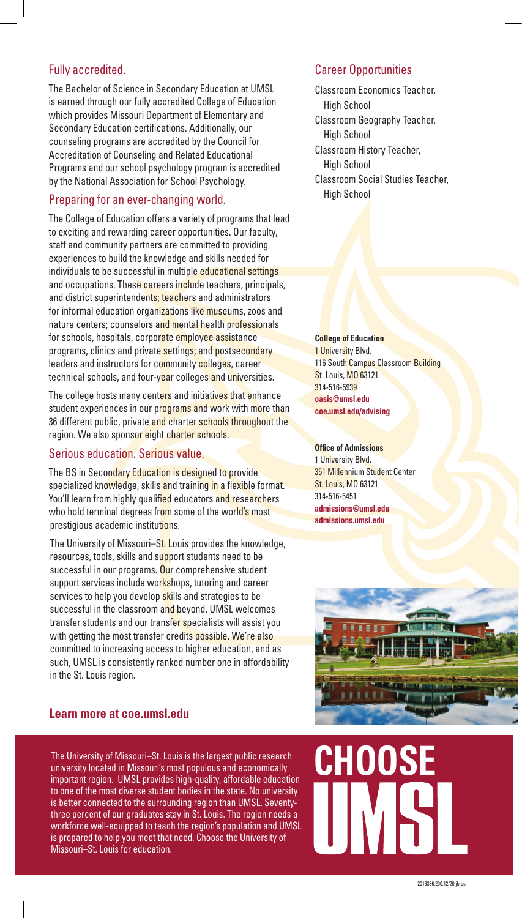## Fully accredited.

The Bachelor of Science in Secondary Education at UMSL is earned through our fully accredited College of Education which provides Missouri Department of Elementary and Secondary Education certifications. Additionally, our counseling programs are accredited by the Council for Accreditation of Counseling and Related Educational Programs and our school psychology program is accredited by the National Association for School Psychology.

## Preparing for an ever-changing world.

The College of Education offers a variety of programs that lead to exciting and rewarding career opportunities. Our faculty, staff and community partners are committed to providing experiences to build the knowledge and skills needed for individuals to be successful in multiple educational settings and occupations. These careers include teachers, principals, and district superintendents; teachers and administrators for informal education organizations like museums, zoos and nature centers; counselors and mental health professionals for schools, hospitals, corporate employee assistance programs, clinics and private settings; and postsecondary leaders and instructors for community colleges, career technical schools, and four-year colleges and universities.

The college hosts many centers and initiatives that enhance student experiences in our programs and work with more than 36 different public, private and charter schools throughout the region. We also sponsor eight charter schools.

## Serious education. Serious value.

The BS in Secondary Education is designed to provide specialized knowledge, skills and training in a flexible format. You'll learn from highly qualified educators and researchers who hold terminal degrees from some of the world's most prestigious academic institutions.

The University of Missouri–St. Louis provides the knowledge, resources, tools, skills and support students need to be successful in our programs. Our comprehensive student support services include workshops, tutoring and career services to help you develop skills and strategies to be successful in the classroom and beyond. UMSL welcomes transfer students and our transfer specialists will assist you with getting the most transfer credits possible. We're also committed to increasing access to higher education, and as such, UMSL is consistently ranked number one in affordability in the St. Louis region.

**Learn more at coe.umsl.edu**

## Career Opportunities

- Classroom Economics Teacher, High School
- Classroom Geography Teacher, High School
- Classroom History Teacher, High School
- Classroom Social Studies Teacher, High School

**College of Education**
1 University Blvd.
116 South Campus Classroom Building
St. Louis, MO 63121
314-516-5939
**oasis@umsl.edu**
**coe.umsl.edu/advising**

**Office of Admissions**
1 University Blvd.
351 Millennium Student Center
St. Louis, MO 63121
314-516-5451
**admissions@umsl.edu**
**admissions.umsl.edu**

The University of Missouri–St. Louis is the largest public research university located in Missouri's most populous and economically important region. UMSL provides high-quality, affordable education to one of the most diverse student bodies in the state. No university is better connected to the surrounding region than UMSL. Seventy-three percent of our graduates stay in St. Louis. The region needs a workforce well-equipped to teach the region's population and UMSL is prepared to help you meet that need. Choose the University of Missouri–St. Louis for education.

# CHOOSE UMSL

2019386.200.12/20.jb.ps